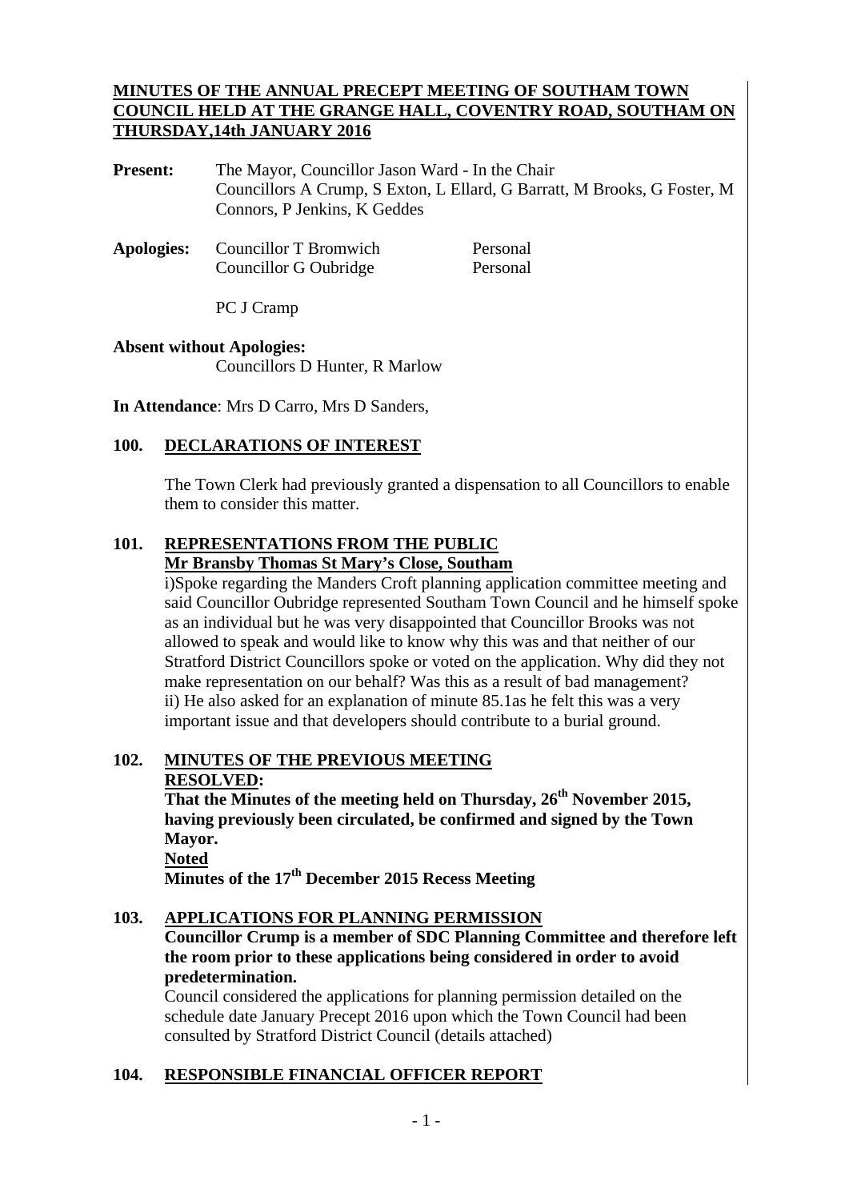# MINUTES OF THE ANNUAL PRECEPT MEETING OF SOUTHAM TOWN COUNCIL HELD AT THE GRANGE HALL, COVENTRY ROAD, SOUTHAM ON THURSDAY,14th JANUARY 2016

**Present:** The Mayor, Councillor Jason Ward - In the Chair
Councillors A Crump, S Exton, L Ellard, G Barratt, M Brooks, G Foster, M Connors, P Jenkins, K Geddes

**Apologies:** Councillor T Bromwich — Personal
Councillor G Oubridge — Personal

PC J Cramp

**Absent without Apologies:**
Councillors D Hunter, R Marlow

**In Attendance**: Mrs D Carro, Mrs D Sanders,

## 100. DECLARATIONS OF INTEREST

The Town Clerk had previously granted a dispensation to all Councillors to enable them to consider this matter.

## 101. REPRESENTATIONS FROM THE PUBLIC

**Mr Bransby Thomas St Mary's Close, Southam**

i)Spoke regarding the Manders Croft planning application committee meeting and said Councillor Oubridge represented Southam Town Council and he himself spoke as an individual but he was very disappointed that Councillor Brooks was not allowed to speak and would like to know why this was and that neither of our Stratford District Councillors spoke or voted on the application. Why did they not make representation on our behalf? Was this as a result of bad management?
ii) He also asked for an explanation of minute 85.1as he felt this was a very important issue and that developers should contribute to a burial ground.

## 102. MINUTES OF THE PREVIOUS MEETING

**RESOLVED:**

**That the Minutes of the meeting held on Thursday, 26th November 2015, having previously been circulated, be confirmed and signed by the Town Mayor.**

**Noted**

**Minutes of the 17th December 2015 Recess Meeting**

## 103. APPLICATIONS FOR PLANNING PERMISSION

**Councillor Crump is a member of SDC Planning Committee and therefore left the room prior to these applications being considered in order to avoid predetermination.**

Council considered the applications for planning permission detailed on the schedule date January Precept 2016 upon which the Town Council had been consulted by Stratford District Council (details attached)

## 104. RESPONSIBLE FINANCIAL OFFICER REPORT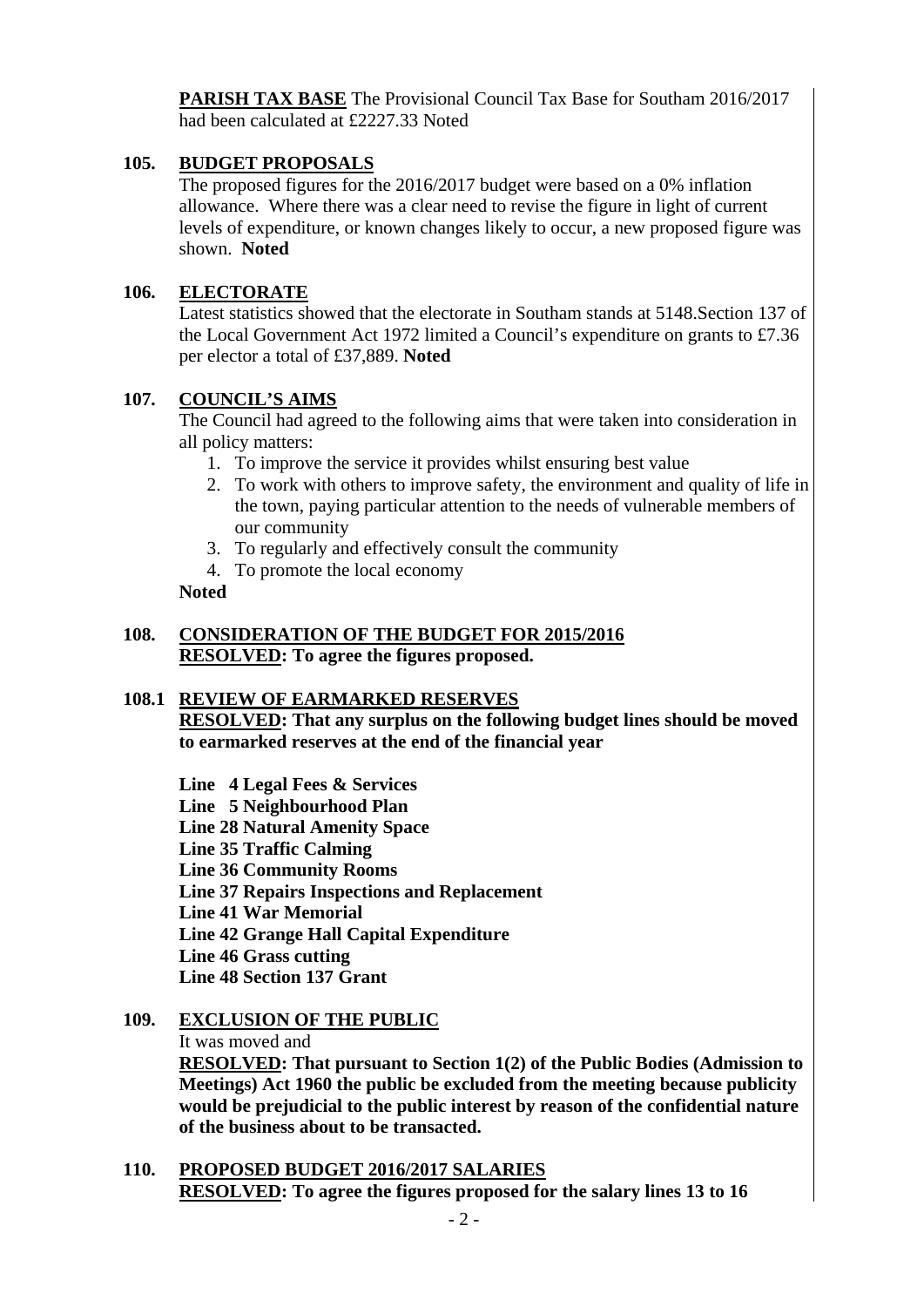**PARISH TAX BASE** The Provisional Council Tax Base for Southam 2016/2017 had been calculated at £2227.33 Noted

## 105. BUDGET PROPOSALS

The proposed figures for the 2016/2017 budget were based on a 0% inflation allowance. Where there was a clear need to revise the figure in light of current levels of expenditure, or known changes likely to occur, a new proposed figure was shown. **Noted**

## 106. ELECTORATE

Latest statistics showed that the electorate in Southam stands at 5148.Section 137 of the Local Government Act 1972 limited a Council's expenditure on grants to £7.36 per elector a total of £37,889. **Noted**

## 107. COUNCIL'S AIMS

The Council had agreed to the following aims that were taken into consideration in all policy matters:

1. To improve the service it provides whilst ensuring best value
2. To work with others to improve safety, the environment and quality of life in the town, paying particular attention to the needs of vulnerable members of our community
3. To regularly and effectively consult the community
4. To promote the local economy

**Noted**

## 108. CONSIDERATION OF THE BUDGET FOR 2015/2016

**RESOLVED: To agree the figures proposed.**

## 108.1 REVIEW OF EARMARKED RESERVES

**RESOLVED: That any surplus on the following budget lines should be moved to earmarked reserves at the end of the financial year**

**Line 4 Legal Fees & Services**
**Line 5 Neighbourhood Plan**
**Line 28 Natural Amenity Space**
**Line 35 Traffic Calming**
**Line 36 Community Rooms**
**Line 37 Repairs Inspections and Replacement**
**Line 41 War Memorial**
**Line 42 Grange Hall Capital Expenditure**
**Line 46 Grass cutting**
**Line 48 Section 137 Grant**

## 109. EXCLUSION OF THE PUBLIC

It was moved and

**RESOLVED: That pursuant to Section 1(2) of the Public Bodies (Admission to Meetings) Act 1960 the public be excluded from the meeting because publicity would be prejudicial to the public interest by reason of the confidential nature of the business about to be transacted.**

## 110. PROPOSED BUDGET 2016/2017 SALARIES

**RESOLVED: To agree the figures proposed for the salary lines 13 to 16**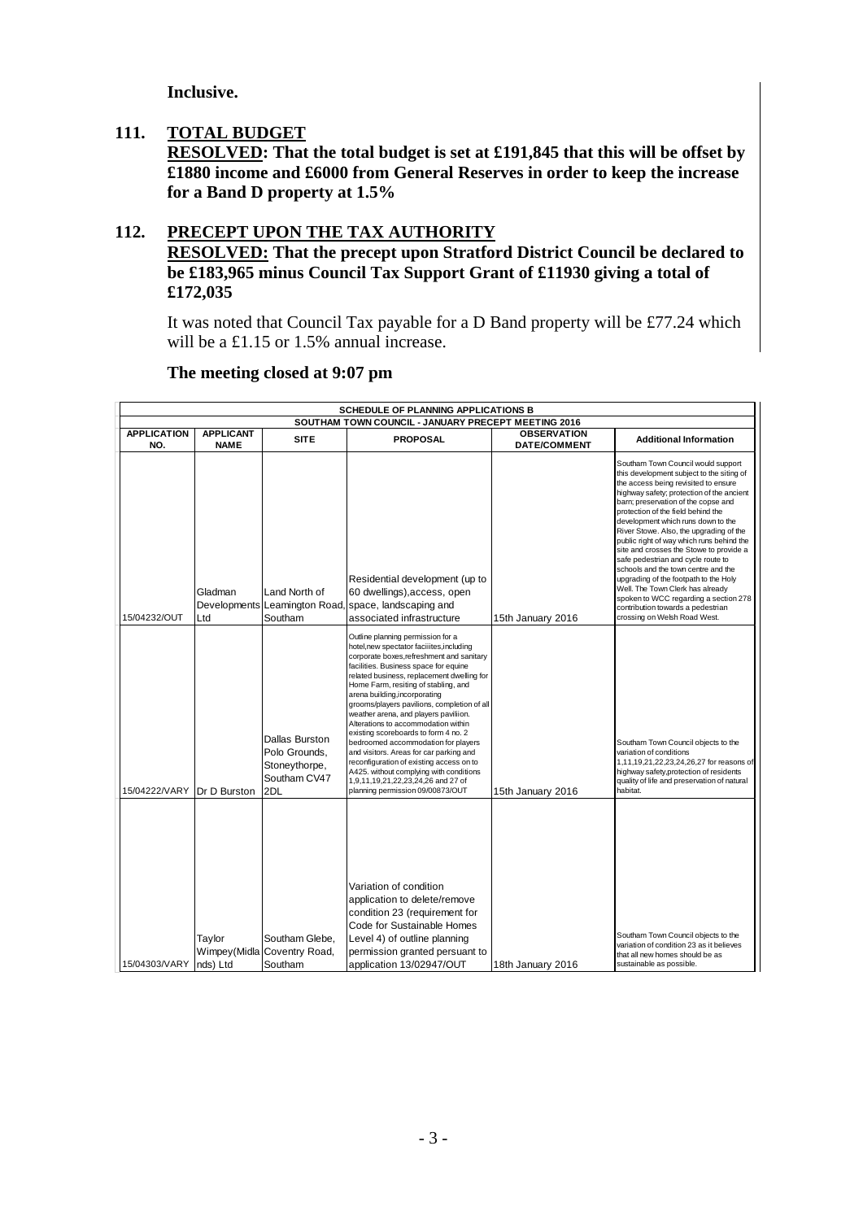**Inclusive.**

**111. TOTAL BUDGET**

**RESOLVED: That the total budget is set at £191,845 that this will be offset by £1880 income and £6000 from General Reserves in order to keep the increase for a Band D property at 1.5%**

**112. PRECEPT UPON THE TAX AUTHORITY**

**RESOLVED: That the precept upon Stratford District Council be declared to be £183,965 minus Council Tax Support Grant of £11930 giving a total of £172,035**

It was noted that Council Tax payable for a D Band property will be £77.24 which will be a £1.15 or 1.5% annual increase.

**The meeting closed at 9:07 pm**

**SCHEDULE OF PLANNING APPLICATIONS B**

**SOUTHAM TOWN COUNCIL - JANUARY PRECEPT MEETING 2016**

| APPLICATION NO. | APPLICANT NAME | SITE | PROPOSAL | OBSERVATION DATE/COMMENT | Additional Information |
|---|---|---|---|---|---|
| 15/04232/OUT | Gladman Developments Ltd | Land North of Leamington Road, Southam | Residential development (up to 60 dwellings),access, open space, landscaping and associated infrastructure | 15th January 2016 | Southam Town Council would support this development subject to the siting of the access being revisited to ensure highway safety; protection of the ancient barn; preservation of the copse and protection of the field behind the development which runs down to the River Stowe. Also, the upgrading of the public right of way which runs behind the site and crosses the Stowe to provide a safe pedestrian and cycle route to schools and the town centre and the upgrading of the footpath to the Holy Well. The Town Clerk has already spoken to WCC regarding a section 278 contribution towards a pedestrian crossing on Welsh Road West. |
| 15/04222/VARY | Dr D Burston | Dallas Burston Polo Grounds, Stoneythorpe, Southam CV47 2DL | Outline planning permission for a hotel,new spectator faciiites,including corporate boxes,refreshment and sanitary facilities. Business space for equine related business, replacement dwelling for Home Farm, resiting of stabling, and arena building,incorporating grooms/players pavilions, completion of all weather arena, and players paviliion. Alterations to accommodation within existing scoreboards to form 4 no. 2 bedroomed accommodation for players and visitors. Areas for car parking and reconfiguration of existing access on to A425. without complying with conditions 1,9,11,19,21,22,23,24,26 and 27 of planning permission 09/00873/OUT | 15th January 2016 | Southam Town Council objects to the variation of conditions 1,11,19,21,22,23,24,26,27 for reasons of highway safety,protection of residents quality of life and preservation of natural habitat. |
| 15/04303/VARY | Taylor Wimpey(Midlands) Ltd | Southam Glebe, Coventry Road, Southam | Variation of condition application to delete/remove condition 23 (requirement for Code for Sustainable Homes Level 4) of outline planning permission granted persuant to application 13/02947/OUT | 18th January 2016 | Southam Town Council objects to the variation of condition 23 as it believes that all new homes should be as sustainable as possible. |